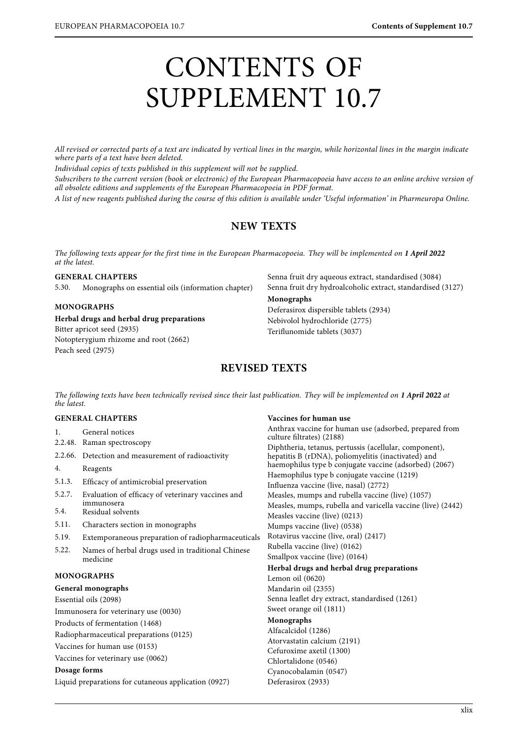# CONTENTS OF SUPPLEMENT 10.7

*All revised or corrected parts of a text are indicated by vertical lines in the margin, while horizontal lines in the margin indicate where parts of a text have been deleted.*

*Individual copies of texts published in this supplement will not be supplied.*

*Subscribers to the current version (book or electronic) of the European Pharmacopoeia have access to an online archive version of all obsolete editions and supplements of the European Pharmacopoeia in PDF format.*

*A list of new reagents published during the course of this edition is available under 'Useful information' in Pharmeuropa Online.*

## NEW TEXTS

*The following texts appear for the first time in the European Pharmacopoeia. They will be implemented on **1 April 2022** at the latest.*

### GENERAL CHAPTERS

5.30. Monographs on essential oils (information chapter)

### MONOGRAPHS

**Herbal drugs and herbal drug preparations**

Bitter apricot seed (2935)
Notopterygium rhizome and root (2662)
Peach seed (2975)
Senna fruit dry aqueous extract, standardised (3084)
Senna fruit dry hydroalcoholic extract, standardised (3127)

**Monographs**

Deferasirox dispersible tablets (2934)
Nebivolol hydrochloride (2775)
Teriflunomide tablets (3037)

## REVISED TEXTS

*The following texts have been technically revised since their last publication. They will be implemented on **1 April 2022** at the latest.*

### GENERAL CHAPTERS

1. General notices
2.2.48. Raman spectroscopy
2.2.66. Detection and measurement of radioactivity
4. Reagents
5.1.3. Efficacy of antimicrobial preservation
5.2.7. Evaluation of efficacy of veterinary vaccines and immunosera
5.4. Residual solvents
5.11. Characters section in monographs
5.19. Extemporaneous preparation of radiopharmaceuticals
5.22. Names of herbal drugs used in traditional Chinese medicine

### MONOGRAPHS

**General monographs**

Essential oils (2098)
Immunosera for veterinary use (0030)
Products of fermentation (1468)
Radiopharmaceutical preparations (0125)
Vaccines for human use (0153)
Vaccines for veterinary use (0062)

**Dosage forms**

Liquid preparations for cutaneous application (0927)

**Vaccines for human use**

Anthrax vaccine for human use (adsorbed, prepared from culture filtrates) (2188)
Diphtheria, tetanus, pertussis (acellular, component), hepatitis B (rDNA), poliomyelitis (inactivated) and haemophilus type b conjugate vaccine (adsorbed) (2067)
Haemophilus type b conjugate vaccine (1219)
Influenza vaccine (live, nasal) (2772)
Measles, mumps and rubella vaccine (live) (1057)
Measles, mumps, rubella and varicella vaccine (live) (2442)
Measles vaccine (live) (0213)
Mumps vaccine (live) (0538)
Rotavirus vaccine (live, oral) (2417)
Rubella vaccine (live) (0162)
Smallpox vaccine (live) (0164)

**Herbal drugs and herbal drug preparations**

Lemon oil (0620)
Mandarin oil (2355)
Senna leaflet dry extract, standardised (1261)
Sweet orange oil (1811)

**Monographs**

Alfacalcidol (1286)
Atorvastatin calcium (2191)
Cefuroxime axetil (1300)
Chlortalidone (0546)
Cyanocobalamin (0547)
Deferasirox (2933)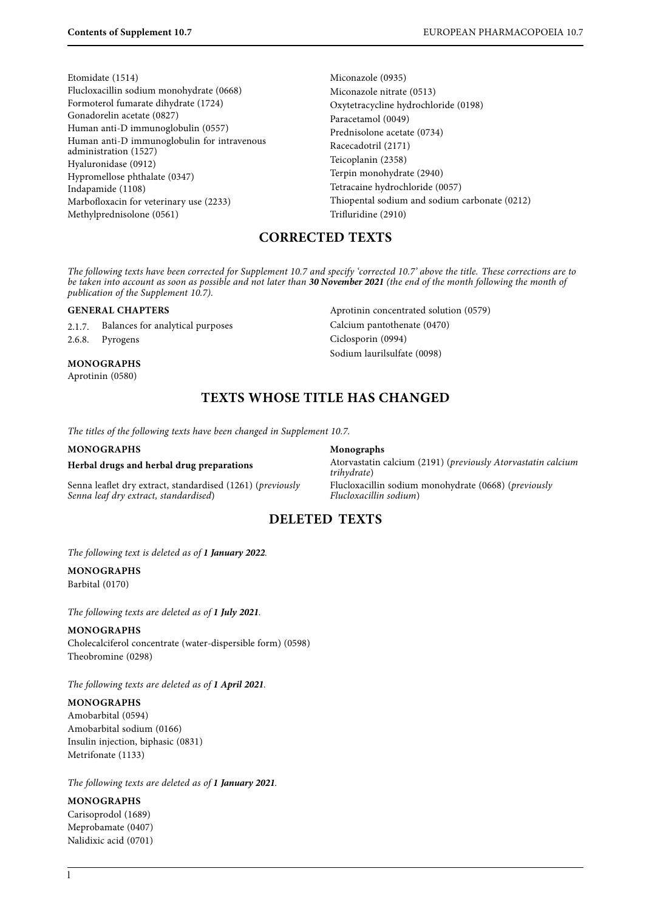Etomidate (1514)
Flucloxacillin sodium monohydrate (0668)
Formoterol fumarate dihydrate (1724)
Gonadorelin acetate (0827)
Human anti-D immunoglobulin (0557)
Human anti-D immunoglobulin for intravenous administration (1527)
Hyaluronidase (0912)
Hypromellose phthalate (0347)
Indapamide (1108)
Marbofloxacin for veterinary use (2233)
Methylprednisolone (0561)
Miconazole (0935)
Miconazole nitrate (0513)
Oxytetracycline hydrochloride (0198)
Paracetamol (0049)
Prednisolone acetate (0734)
Racecadotril (2171)
Teicoplanin (2358)
Terpin monohydrate (2940)
Tetracaine hydrochloride (0057)
Thiopental sodium and sodium carbonate (0212)
Trifluridine (2910)

## CORRECTED TEXTS

*The following texts have been corrected for Supplement 10.7 and specify 'corrected 10.7' above the title. These corrections are to be taken into account as soon as possible and not later than* ***30 November 2021*** *(the end of the month following the month of publication of the Supplement 10.7).*

**GENERAL CHAPTERS**

2.1.7. Balances for analytical purposes
2.6.8. Pyrogens

**MONOGRAPHS**

Aprotinin (0580)
Aprotinin concentrated solution (0579)
Calcium pantothenate (0470)
Ciclosporin (0994)
Sodium laurilsulfate (0098)

## TEXTS WHOSE TITLE HAS CHANGED

*The titles of the following texts have been changed in Supplement 10.7.*

**MONOGRAPHS**

**Herbal drugs and herbal drug preparations**

Senna leaflet dry extract, standardised (1261) (*previously Senna leaf dry extract, standardised*)

**Monographs**

Atorvastatin calcium (2191) (*previously Atorvastatin calcium trihydrate*)
Flucloxacillin sodium monohydrate (0668) (*previously Flucloxacillin sodium*)

## DELETED TEXTS

*The following text is deleted as of* ***1 January 2022****.*

**MONOGRAPHS**

Barbital (0170)

*The following texts are deleted as of* ***1 July 2021****.*

**MONOGRAPHS**

Cholecalciferol concentrate (water-dispersible form) (0598)
Theobromine (0298)

*The following texts are deleted as of* ***1 April 2021****.*

**MONOGRAPHS**

Amobarbital (0594)
Amobarbital sodium (0166)
Insulin injection, biphasic (0831)
Metrifonate (1133)

*The following texts are deleted as of* ***1 January 2021****.*

**MONOGRAPHS**

Carisoprodol (1689)
Meprobamate (0407)
Nalidixic acid (0701)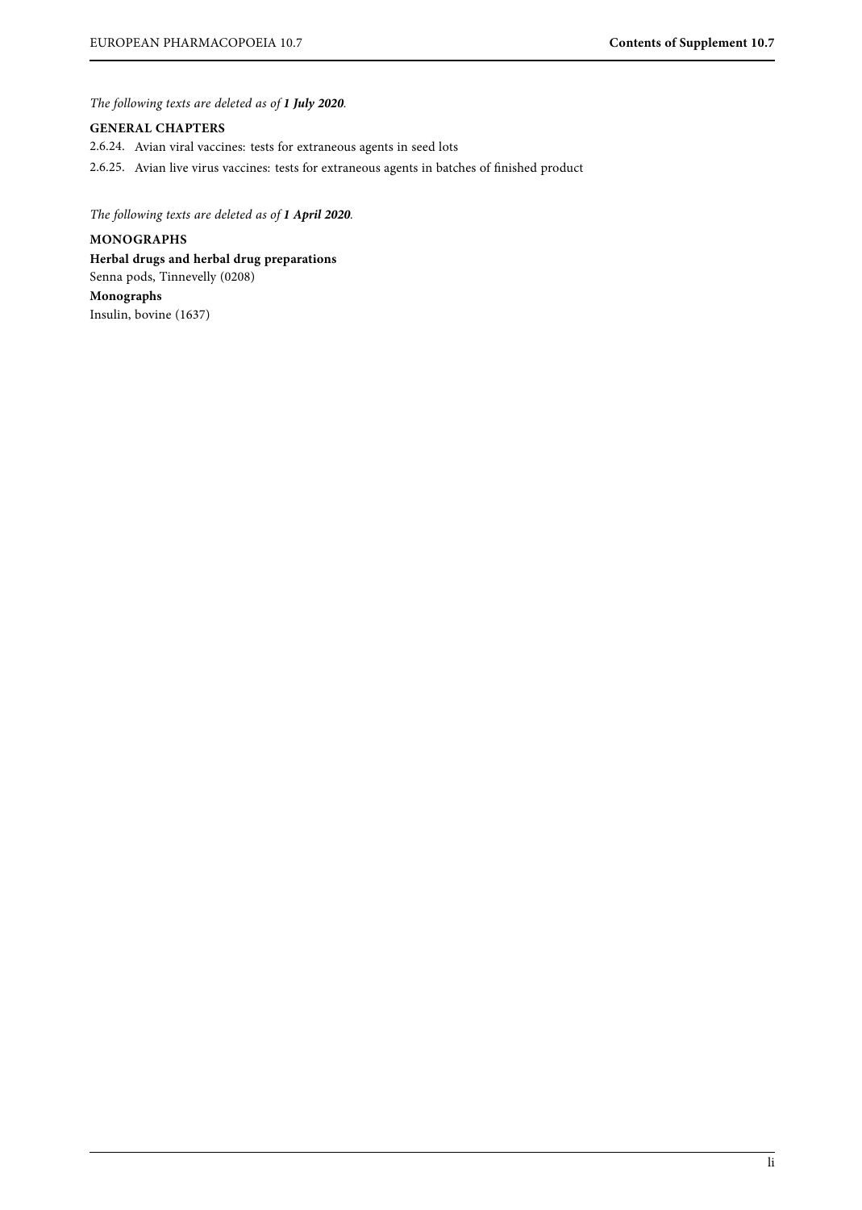*The following texts are deleted as of **1 July 2020**.*

**GENERAL CHAPTERS**

2.6.24. Avian viral vaccines: tests for extraneous agents in seed lots

2.6.25. Avian live virus vaccines: tests for extraneous agents in batches of finished product

*The following texts are deleted as of **1 April 2020**.*

**MONOGRAPHS**

**Herbal drugs and herbal drug preparations**

Senna pods, Tinnevelly (0208)

**Monographs**

Insulin, bovine (1637)